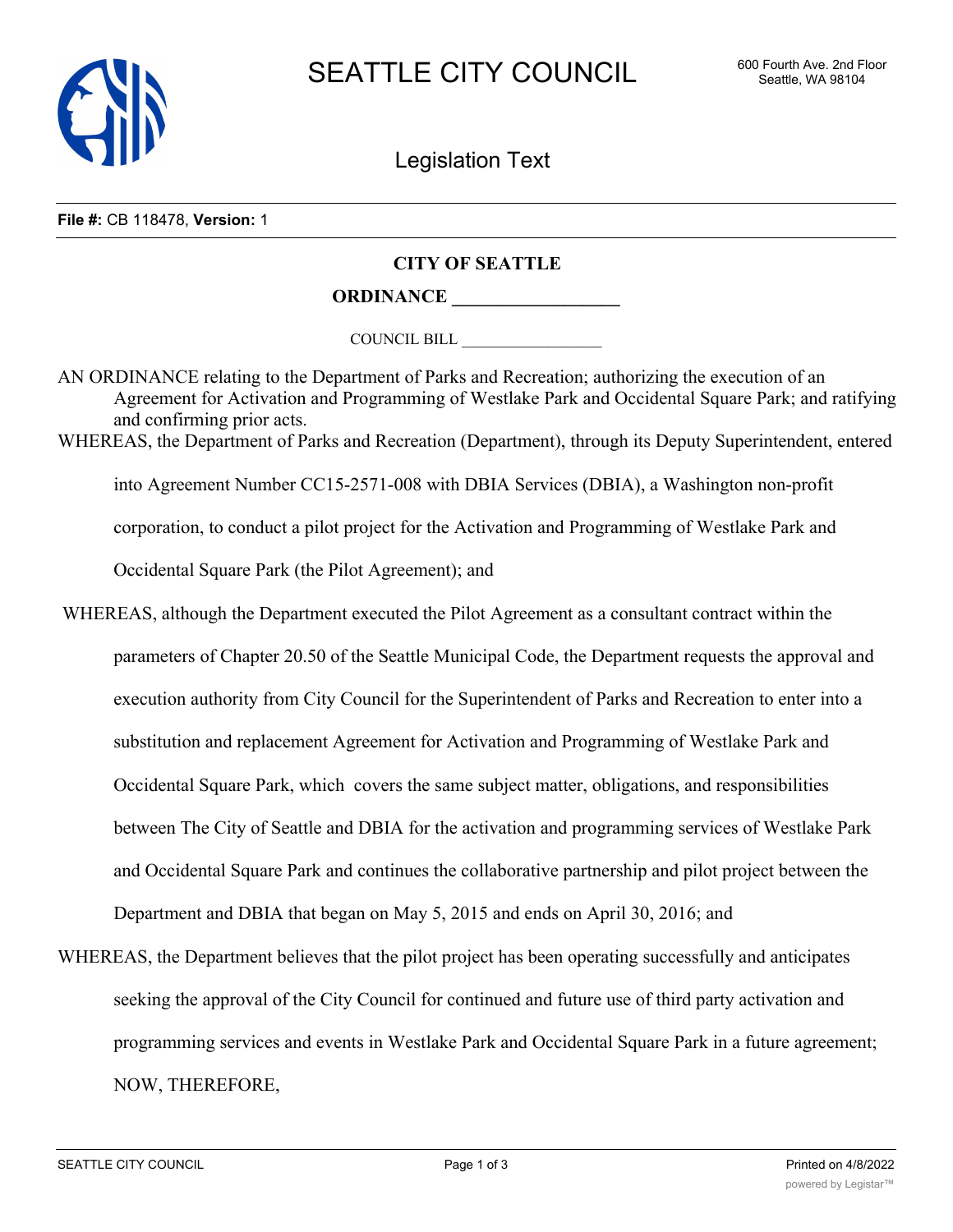# SEATTLE CITY COUNCIL

600 Fourth Ave. 2nd Floor
Seattle, WA 98104

## Legislation Text

**File #:** CB 118478, **Version:** 1

**CITY OF SEATTLE**

**ORDINANCE __________________**

COUNCIL BILL __________________

AN ORDINANCE relating to the Department of Parks and Recreation; authorizing the execution of an Agreement for Activation and Programming of Westlake Park and Occidental Square Park; and ratifying and confirming prior acts.

WHEREAS, the Department of Parks and Recreation (Department), through its Deputy Superintendent, entered into Agreement Number CC15-2571-008 with DBIA Services (DBIA), a Washington non-profit corporation, to conduct a pilot project for the Activation and Programming of Westlake Park and Occidental Square Park (the Pilot Agreement); and

WHEREAS, although the Department executed the Pilot Agreement as a consultant contract within the parameters of Chapter 20.50 of the Seattle Municipal Code, the Department requests the approval and execution authority from City Council for the Superintendent of Parks and Recreation to enter into a substitution and replacement Agreement for Activation and Programming of Westlake Park and Occidental Square Park, which covers the same subject matter, obligations, and responsibilities between The City of Seattle and DBIA for the activation and programming services of Westlake Park and Occidental Square Park and continues the collaborative partnership and pilot project between the Department and DBIA that began on May 5, 2015 and ends on April 30, 2016; and

WHEREAS, the Department believes that the pilot project has been operating successfully and anticipates seeking the approval of the City Council for continued and future use of third party activation and programming services and events in Westlake Park and Occidental Square Park in a future agreement; NOW, THEREFORE,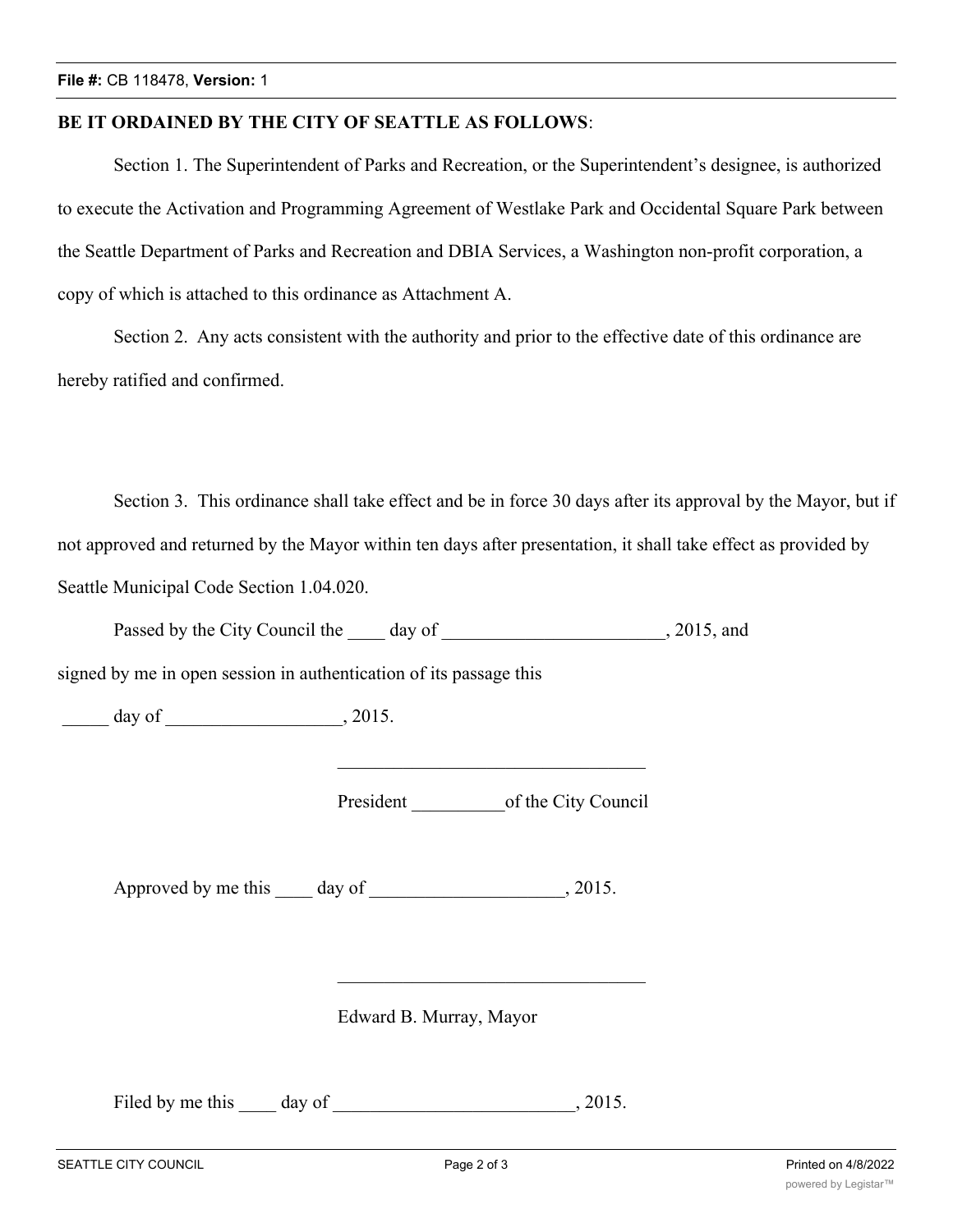**BE IT ORDAINED BY THE CITY OF SEATTLE AS FOLLOWS**:

Section 1. The Superintendent of Parks and Recreation, or the Superintendent's designee, is authorized to execute the Activation and Programming Agreement of Westlake Park and Occidental Square Park between the Seattle Department of Parks and Recreation and DBIA Services, a Washington non-profit corporation, a copy of which is attached to this ordinance as Attachment A.

Section 2. Any acts consistent with the authority and prior to the effective date of this ordinance are hereby ratified and confirmed.

Section 3. This ordinance shall take effect and be in force 30 days after its approval by the Mayor, but if not approved and returned by the Mayor within ten days after presentation, it shall take effect as provided by Seattle Municipal Code Section 1.04.020.

Passed by the City Council the ____ day of ________________________, 2015, and signed by me in open session in authentication of its passage this

_____ day of ___________________, 2015.

_________________________________

President __________of the City Council

Approved by me this ____ day of _____________________, 2015.

_________________________________

Edward B. Murray, Mayor

Filed by me this ____ day of __________________________, 2015.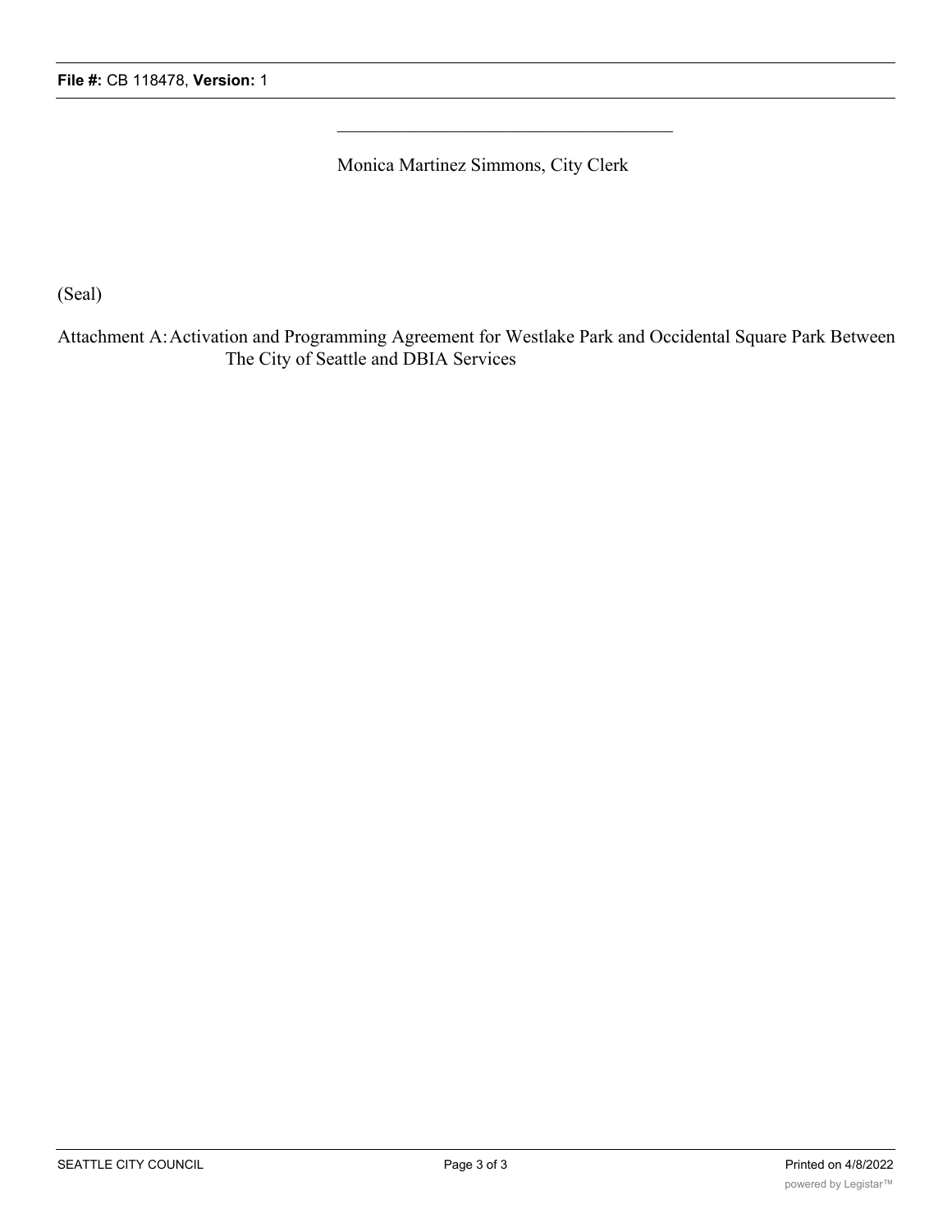\_\_\_\_\_\_\_\_\_\_\_\_\_\_\_\_\_\_\_\_\_\_\_\_\_\_\_\_\_\_\_\_\_\_\_\_\_\_

Monica Martinez Simmons, City Clerk

(Seal)

Attachment A: Activation and Programming Agreement for Westlake Park and Occidental Square Park Between The City of Seattle and DBIA Services